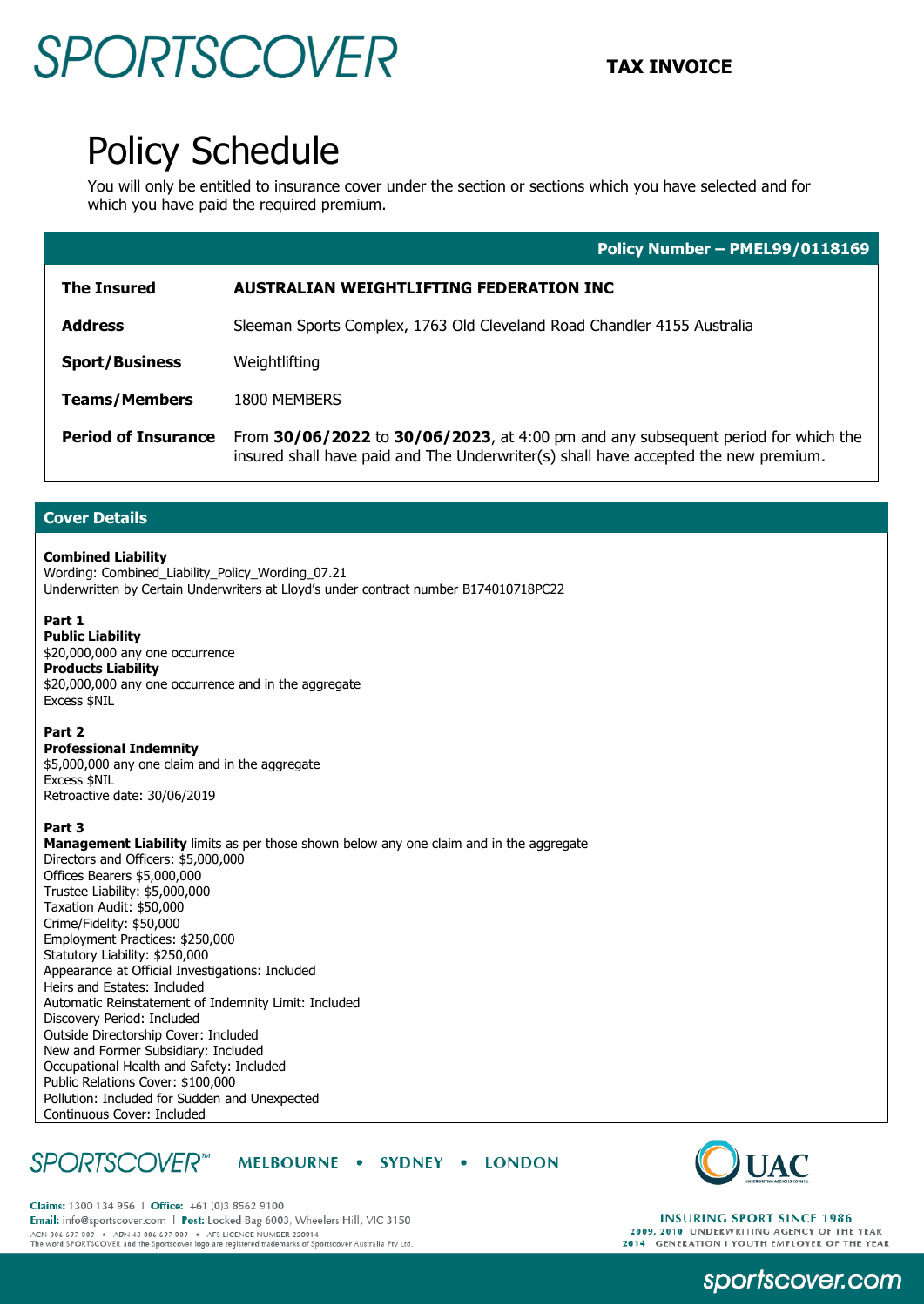# SPORTSCOVER

**TAX INVOICE**

# Policy Schedule

You will only be entitled to insurance cover under the section or sections which you have selected and for which you have paid the required premium.

**Policy Number – PMEL99/0118169**

| | |
|---|---|
| **The Insured** | **AUSTRALIAN WEIGHTLIFTING FEDERATION INC** |
| **Address** | Sleeman Sports Complex, 1763 Old Cleveland Road Chandler 4155 Australia |
| **Sport/Business** | Weightlifting |
| **Teams/Members** | 1800 MEMBERS |
| **Period of Insurance** | From **30/06/2022** to **30/06/2023**, at 4:00 pm and any subsequent period for which the insured shall have paid and The Underwriter(s) shall have accepted the new premium. |

## Cover Details

**Combined Liability**
Wording: Combined_Liability_Policy_Wording_07.21
Underwritten by Certain Underwriters at Lloyd's under contract number B174010718PC22

**Part 1**
**Public Liability**
$20,000,000 any one occurrence
**Products Liability**
$20,000,000 any one occurrence and in the aggregate
Excess $NIL

**Part 2**
**Professional Indemnity**
$5,000,000 any one claim and in the aggregate
Excess $NIL
Retroactive date: 30/06/2019

**Part 3**
**Management Liability** limits as per those shown below any one claim and in the aggregate
Directors and Officers: $5,000,000
Offices Bearers $5,000,000
Trustee Liability: $5,000,000
Taxation Audit: $50,000
Crime/Fidelity: $50,000
Employment Practices: $250,000
Statutory Liability: $250,000
Appearance at Official Investigations: Included
Heirs and Estates: Included
Automatic Reinstatement of Indemnity Limit: Included
Discovery Period: Included
Outside Directorship Cover: Included
New and Former Subsidiary: Included
Occupational Health and Safety: Included
Public Relations Cover: $100,000
Pollution: Included for Sudden and Unexpected
Continuous Cover: Included

SPORTSCOVER™ MELBOURNE • SYDNEY • LONDON

**Claims:** 1300 134 956 | **Office:** +61 (0)3 8562 9100
**Email:** info@sportscover.com | **Post:** Locked Bag 6003, Wheelers Hill, VIC 3150
ACN 006 637 903 • ABN 43 006 637 903 • AFS LICENCE NUMBER 230914
The word SPORTSCOVER and the Sportscover logo are registered trademarks of Sportscover Australia Pty Ltd.

UAC
INSURING SPORT SINCE 1986
2009, 2010 UNDERWRITING AGENCY OF THE YEAR
2014 GENERATION I YOUTH EMPLOYER OF THE YEAR

sportscover.com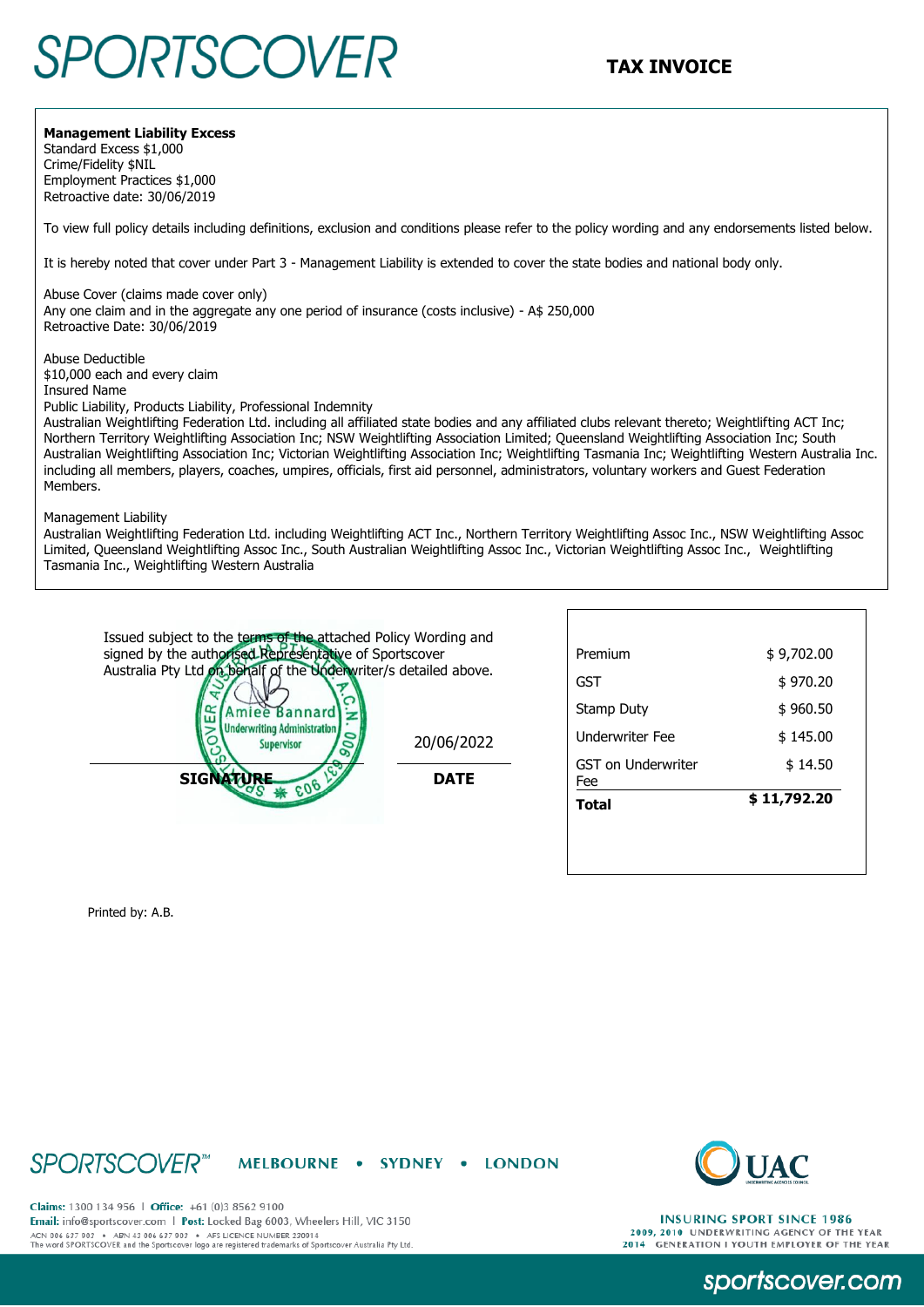# SPORTSCOVER

## TAX INVOICE

**Management Liability Excess**
Standard Excess $1,000
Crime/Fidelity $NIL
Employment Practices $1,000
Retroactive date: 30/06/2019

To view full policy details including definitions, exclusion and conditions please refer to the policy wording and any endorsements listed below.

It is hereby noted that cover under Part 3 - Management Liability is extended to cover the state bodies and national body only.

Abuse Cover (claims made cover only)
Any one claim and in the aggregate any one period of insurance (costs inclusive) - A$ 250,000
Retroactive Date: 30/06/2019

Abuse Deductible
$10,000 each and every claim
Insured Name
Public Liability, Products Liability, Professional Indemnity
Australian Weightlifting Federation Ltd. including all affiliated state bodies and any affiliated clubs relevant thereto; Weightlifting ACT Inc; Northern Territory Weightlifting Association Inc; NSW Weightlifting Association Limited; Queensland Weightlifting Association Inc; South Australian Weightlifting Association Inc; Victorian Weightlifting Association Inc; Weightlifting Tasmania Inc; Weightlifting Western Australia Inc. including all members, players, coaches, umpires, officials, first aid personnel, administrators, voluntary workers and Guest Federation Members.

Management Liability
Australian Weightlifting Federation Ltd. including Weightlifting ACT Inc., Northern Territory Weightlifting Assoc Inc., NSW Weightlifting Assoc Limited, Queensland Weightlifting Assoc Inc., South Australian Weightlifting Assoc Inc., Victorian Weightlifting Assoc Inc., Weightlifting Tasmania Inc., Weightlifting Western Australia

Issued subject to the terms of the attached Policy Wording and signed by the authorised Representative of Sportscover Australia Pty Ltd on behalf of the Underwriter/s detailed above.

Sportscover Australia Pty Ltd A.C.N. 006 637 903 — Amiee Bannard, Underwriting Administration Supervisor

**SIGNATURE**

20/06/2022

**DATE**

| | |
|---|---|
| Premium | $ 9,702.00 |
| GST | $ 970.20 |
| Stamp Duty | $ 960.50 |
| Underwriter Fee | $ 145.00 |
| GST on Underwriter Fee | $ 14.50 |
| **Total** | **$ 11,792.20** |

Printed by: A.B.

SPORTSCOVER™ MELBOURNE • SYDNEY • LONDON

Claims: 1300 134 956 | Office: +61 (0)3 8562 9100
Email: info@sportscover.com | Post: Locked Bag 6003, Wheelers Hill, VIC 3150
ACN 006 637 903 • ABN 43 006 637 903 • AFS LICENCE NUMBER 230914
The word SPORTSCOVER and the Sportscover logo are registered trademarks of Sportscover Australia Pty Ltd.

UAC

INSURING SPORT SINCE 1986
2009, 2010 UNDERWRITING AGENCY OF THE YEAR
2014 GENERATION I YOUTH EMPLOYER OF THE YEAR

sportscover.com